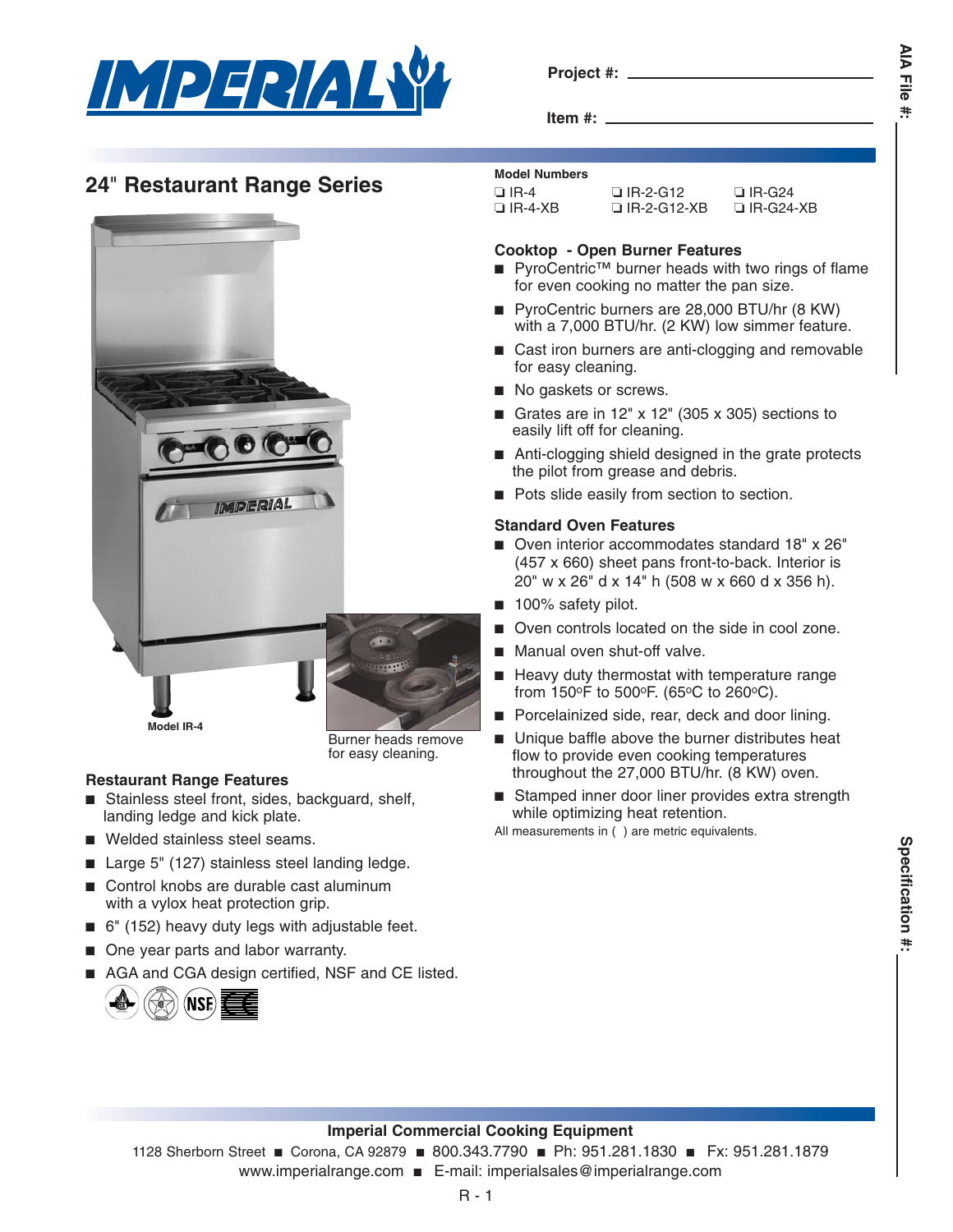**Project #:** ___________________

**Item #:** ___________________

**AIA File #:**

## 24" Restaurant Range Series

Model IR-4

Burner heads remove for easy cleaning.

### Restaurant Range Features

- Stainless steel front, sides, backguard, shelf, landing ledge and kick plate.
- Welded stainless steel seams.
- Large 5" (127) stainless steel landing ledge.
- Control knobs are durable cast aluminum with a vylox heat protection grip.
- 6" (152) heavy duty legs with adjustable feet.
- One year parts and labor warranty.
- AGA and CGA design certified, NSF and CE listed.

**Model Numbers**

| | | |
|---|---|---|
| ❑ IR-4 | ❑ IR-2-G12 | ❑ IR-G24 |
| ❑ IR-4-XB | ❑ IR-2-G12-XB | ❑ IR-G24-XB |

### Cooktop - Open Burner Features

- PyroCentric™ burner heads with two rings of flame for even cooking no matter the pan size.
- PyroCentric burners are 28,000 BTU/hr (8 KW) with a 7,000 BTU/hr. (2 KW) low simmer feature.
- Cast iron burners are anti-clogging and removable for easy cleaning.
- No gaskets or screws.
- Grates are in 12" x 12" (305 x 305) sections to easily lift off for cleaning.
- Anti-clogging shield designed in the grate protects the pilot from grease and debris.
- Pots slide easily from section to section.

### Standard Oven Features

- Oven interior accommodates standard 18" x 26" (457 x 660) sheet pans front-to-back. Interior is 20" w x 26" d x 14" h (508 w x 660 d x 356 h).
- 100% safety pilot.
- Oven controls located on the side in cool zone.
- Manual oven shut-off valve.
- Heavy duty thermostat with temperature range from 150ºF to 500ºF. (65ºC to 260ºC).
- Porcelainized side, rear, deck and door lining.
- Unique baffle above the burner distributes heat flow to provide even cooking temperatures throughout the 27,000 BTU/hr. (8 KW) oven.
- Stamped inner door liner provides extra strength while optimizing heat retention.

All measurements in ( ) are metric equivalents.

**Specification #:**

**Imperial Commercial Cooking Equipment**

1128 Sherborn Street ■ Corona, CA 92879 ■ 800.343.7790 ■ Ph: 951.281.1830 ■ Fx: 951.281.1879
www.imperialrange.com ■ E-mail: imperialsales@imperialrange.com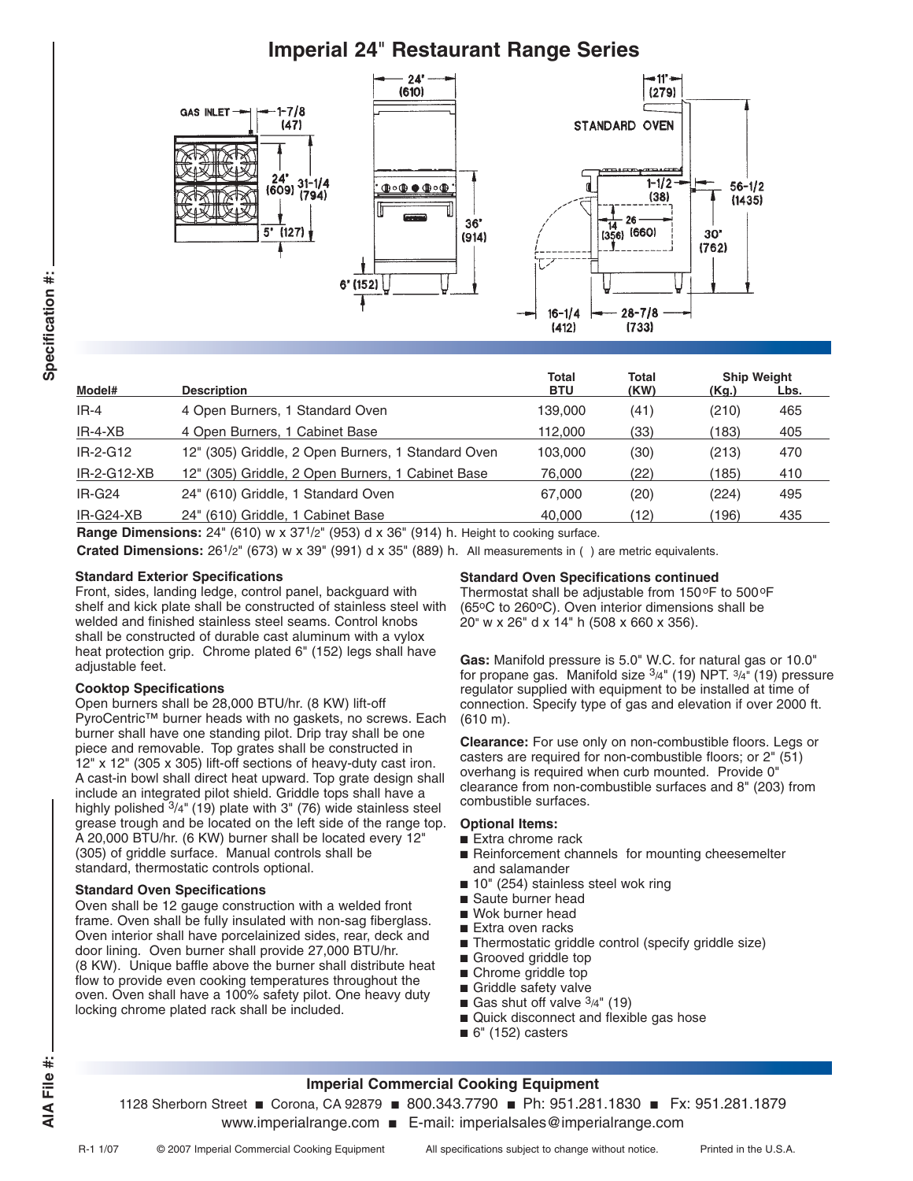# Imperial 24" Restaurant Range Series

GAS INLET 1-7/8 (47)
24" (609) 31-1/4 (794)
5" (127)
24" (610)
36" (914)
6" (152)
11" (279)
STANDARD OVEN
1-1/2 (38)
14 (356)
26 (660)
56-1/2 (1435)
30" (762)
16-1/4 (412)
28-7/8 (733)

| Model# | Description | Total BTU | Total (KW) | Ship Weight (Kg.) | Lbs. |
|---|---|---|---|---|---|
| IR-4 | 4 Open Burners, 1 Standard Oven | 139,000 | (41) | (210) | 465 |
| IR-4-XB | 4 Open Burners, 1 Cabinet Base | 112,000 | (33) | (183) | 405 |
| IR-2-G12 | 12" (305) Griddle, 2 Open Burners, 1 Standard Oven | 103,000 | (30) | (213) | 470 |
| IR-2-G12-XB | 12" (305) Griddle, 2 Open Burners, 1 Cabinet Base | 76,000 | (22) | (185) | 410 |
| IR-G24 | 24" (610) Griddle, 1 Standard Oven | 67,000 | (20) | (224) | 495 |
| IR-G24-XB | 24" (610) Griddle, 1 Cabinet Base | 40,000 | (12) | (196) | 435 |

**Range Dimensions:** 24" (610) w x 37-1/2" (953) d x 36" (914) h. Height to cooking surface.

**Crated Dimensions:** 26-1/2" (673) w x 39" (991) d x 35" (889) h. All measurements in ( ) are metric equivalents.

### Standard Exterior Specifications

Front, sides, landing ledge, control panel, backguard with shelf and kick plate shall be constructed of stainless steel with welded and finished stainless steel seams. Control knobs shall be constructed of durable cast aluminum with a vylox heat protection grip. Chrome plated 6" (152) legs shall have adjustable feet.

### Cooktop Specifications

Open burners shall be 28,000 BTU/hr. (8 KW) lift-off PyroCentric™ burner heads with no gaskets, no screws. Each burner shall have one standing pilot. Drip tray shall be one piece and removable. Top grates shall be constructed in 12" x 12" (305 x 305) lift-off sections of heavy-duty cast iron. A cast-in bowl shall direct heat upward. Top grate design shall include an integrated pilot shield. Griddle tops shall have a highly polished 3/4" (19) plate with 3" (76) wide stainless steel grease trough and be located on the left side of the range top. A 20,000 BTU/hr. (6 KW) burner shall be located every 12" (305) of griddle surface. Manual controls shall be standard, thermostatic controls optional.

### Standard Oven Specifications

Oven shall be 12 gauge construction with a welded front frame. Oven shall be fully insulated with non-sag fiberglass. Oven interior shall have porcelainized sides, rear, deck and door lining. Oven burner shall provide 27,000 BTU/hr. (8 KW). Unique baffle above the burner shall distribute heat flow to provide even cooking temperatures throughout the oven. Oven shall have a 100% safety pilot. One heavy duty locking chrome plated rack shall be included.

### Standard Oven Specifications continued

Thermostat shall be adjustable from 150°F to 500°F (65°C to 260°C). Oven interior dimensions shall be 20" w x 26" d x 14" h (508 x 660 x 356).

**Gas:** Manifold pressure is 5.0" W.C. for natural gas or 10.0" for propane gas. Manifold size 3/4" (19) NPT. 3/4" (19) pressure regulator supplied with equipment to be installed at time of connection. Specify type of gas and elevation if over 2000 ft. (610 m).

**Clearance:** For use only on non-combustible floors. Legs or casters are required for non-combustible floors; or 2" (51) overhang is required when curb mounted. Provide 0" clearance from non-combustible surfaces and 8" (203) from combustible surfaces.

### Optional Items:

- Extra chrome rack
- Reinforcement channels for mounting cheesemelter and salamander
- 10" (254) stainless steel wok ring
- Saute burner head
- Wok burner head
- Extra oven racks
- Thermostatic griddle control (specify griddle size)
- Grooved griddle top
- Chrome griddle top
- Griddle safety valve
- Gas shut off valve 3/4" (19)
- Quick disconnect and flexible gas hose
- 6" (152) casters

**Imperial Commercial Cooking Equipment**

1128 Sherborn Street ■ Corona, CA 92879 ■ 800.343.7790 ■ Ph: 951.281.1830 ■ Fx: 951.281.1879

www.imperialrange.com ■ E-mail: imperialsales@imperialrange.com

R-1 1/07 © 2007 Imperial Commercial Cooking Equipment All specifications subject to change without notice. Printed in the U.S.A.

Specification #: ______

AIA File #: ______